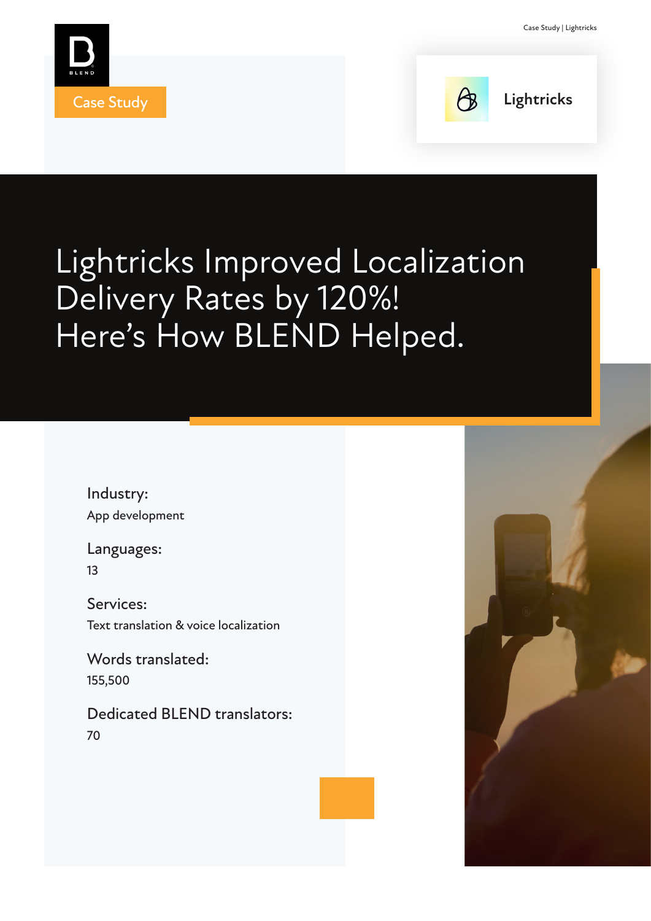Case Study

Lightricks

# Lightricks Improved Localization Delivery Rates by 120%! Here's How BLEND Helped.

**Industry:**
App development

**Languages:**
13

**Services:**
Text translation & voice localization

**Words translated:**
155,500

**Dedicated BLEND translators:**
70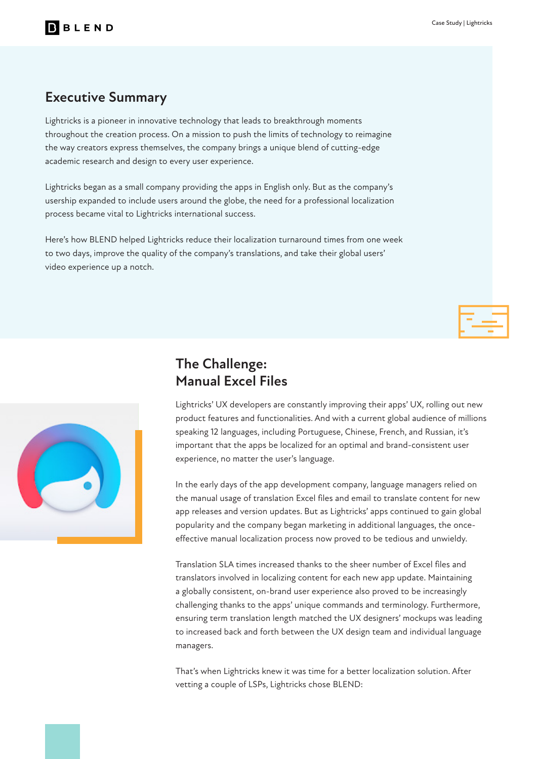## Executive Summary

Lightricks is a pioneer in innovative technology that leads to breakthrough moments throughout the creation process. On a mission to push the limits of technology to reimagine the way creators express themselves, the company brings a unique blend of cutting-edge academic research and design to every user experience.

Lightricks began as a small company providing the apps in English only. But as the company's usership expanded to include users around the globe, the need for a professional localization process became vital to Lightricks international success.

Here's how BLEND helped Lightricks reduce their localization turnaround times from one week to two days, improve the quality of the company's translations, and take their global users' video experience up a notch.

## The Challenge: Manual Excel Files

Lightricks' UX developers are constantly improving their apps' UX, rolling out new product features and functionalities. And with a current global audience of millions speaking 12 languages, including Portuguese, Chinese, French, and Russian, it's important that the apps be localized for an optimal and brand-consistent user experience, no matter the user's language.

In the early days of the app development company, language managers relied on the manual usage of translation Excel files and email to translate content for new app releases and version updates. But as Lightricks' apps continued to gain global popularity and the company began marketing in additional languages, the once-effective manual localization process now proved to be tedious and unwieldy.

Translation SLA times increased thanks to the sheer number of Excel files and translators involved in localizing content for each new app update. Maintaining a globally consistent, on-brand user experience also proved to be increasingly challenging thanks to the apps' unique commands and terminology. Furthermore, ensuring term translation length matched the UX designers' mockups was leading to increased back and forth between the UX design team and individual language managers.

That's when Lightricks knew it was time for a better localization solution. After vetting a couple of LSPs, Lightricks chose BLEND: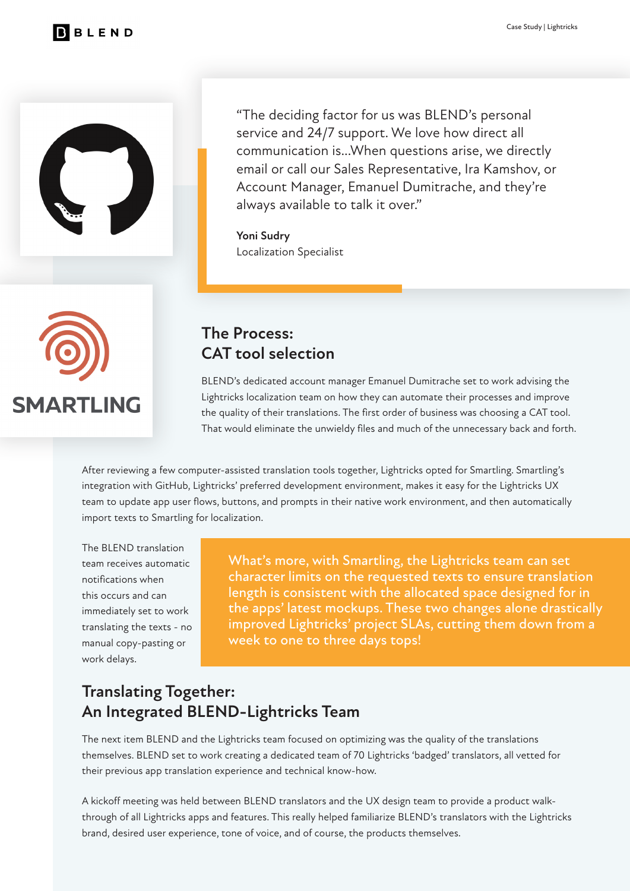> "The deciding factor for us was BLEND's personal service and 24/7 support. We love how direct all communication is...When questions arise, we directly email or call our Sales Representative, Ira Kamshov, or Account Manager, Emanuel Dumitrache, and they're always available to talk it over."
>
> **Yoni Sudry**
> Localization Specialist

SMARTLING

## The Process: CAT tool selection

BLEND's dedicated account manager Emanuel Dumitrache set to work advising the Lightricks localization team on how they can automate their processes and improve the quality of their translations. The first order of business was choosing a CAT tool. That would eliminate the unwieldy files and much of the unnecessary back and forth.

After reviewing a few computer-assisted translation tools together, Lightricks opted for Smartling. Smartling's integration with GitHub, Lightricks' preferred development environment, makes it easy for the Lightricks UX team to update app user flows, buttons, and prompts in their native work environment, and then automatically import texts to Smartling for localization.

The BLEND translation team receives automatic notifications when this occurs and can immediately set to work translating the texts - no manual copy-pasting or work delays.

**What's more, with Smartling, the Lightricks team can set character limits on the requested texts to ensure translation length is consistent with the allocated space designed for in the apps' latest mockups. These two changes alone drastically improved Lightricks' project SLAs, cutting them down from a week to one to three days tops!**

## Translating Together: An Integrated BLEND-Lightricks Team

The next item BLEND and the Lightricks team focused on optimizing was the quality of the translations themselves. BLEND set to work creating a dedicated team of 70 Lightricks 'badged' translators, all vetted for their previous app translation experience and technical know-how.

A kickoff meeting was held between BLEND translators and the UX design team to provide a product walk-through of all Lightricks apps and features. This really helped familiarize BLEND's translators with the Lightricks brand, desired user experience, tone of voice, and of course, the products themselves.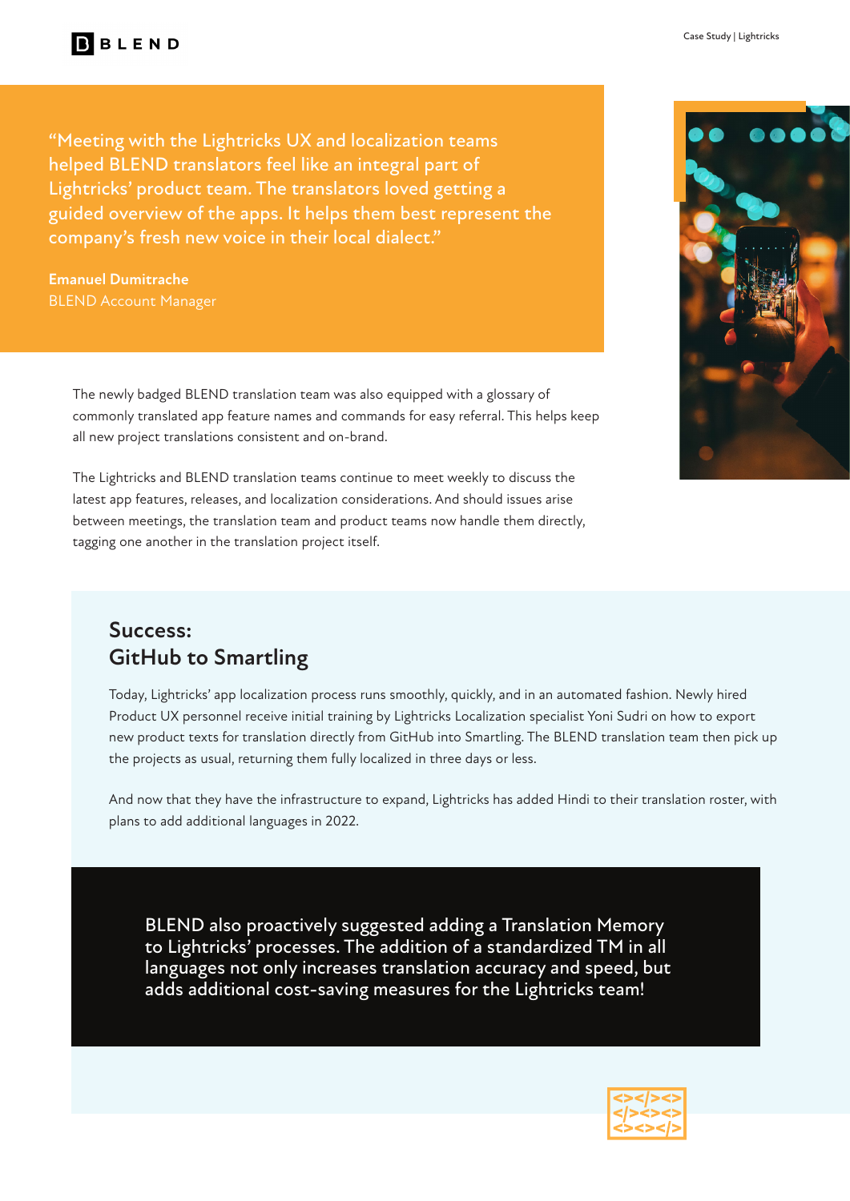> "Meeting with the Lightricks UX and localization teams helped BLEND translators feel like an integral part of Lightricks' product team. The translators loved getting a guided overview of the apps. It helps them best represent the company's fresh new voice in their local dialect."
>
> **Emanuel Dumitrache**
> BLEND Account Manager

The newly badged BLEND translation team was also equipped with a glossary of commonly translated app feature names and commands for easy referral. This helps keep all new project translations consistent and on-brand.

The Lightricks and BLEND translation teams continue to meet weekly to discuss the latest app features, releases, and localization considerations. And should issues arise between meetings, the translation team and product teams now handle them directly, tagging one another in the translation project itself.

## Success: GitHub to Smartling

Today, Lightricks' app localization process runs smoothly, quickly, and in an automated fashion. Newly hired Product UX personnel receive initial training by Lightricks Localization specialist Yoni Sudri on how to export new product texts for translation directly from GitHub into Smartling. The BLEND translation team then pick up the projects as usual, returning them fully localized in three days or less.

And now that they have the infrastructure to expand, Lightricks has added Hindi to their translation roster, with plans to add additional languages in 2022.

BLEND also proactively suggested adding a Translation Memory to Lightricks' processes. The addition of a standardized TM in all languages not only increases translation accuracy and speed, but adds additional cost-saving measures for the Lightricks team!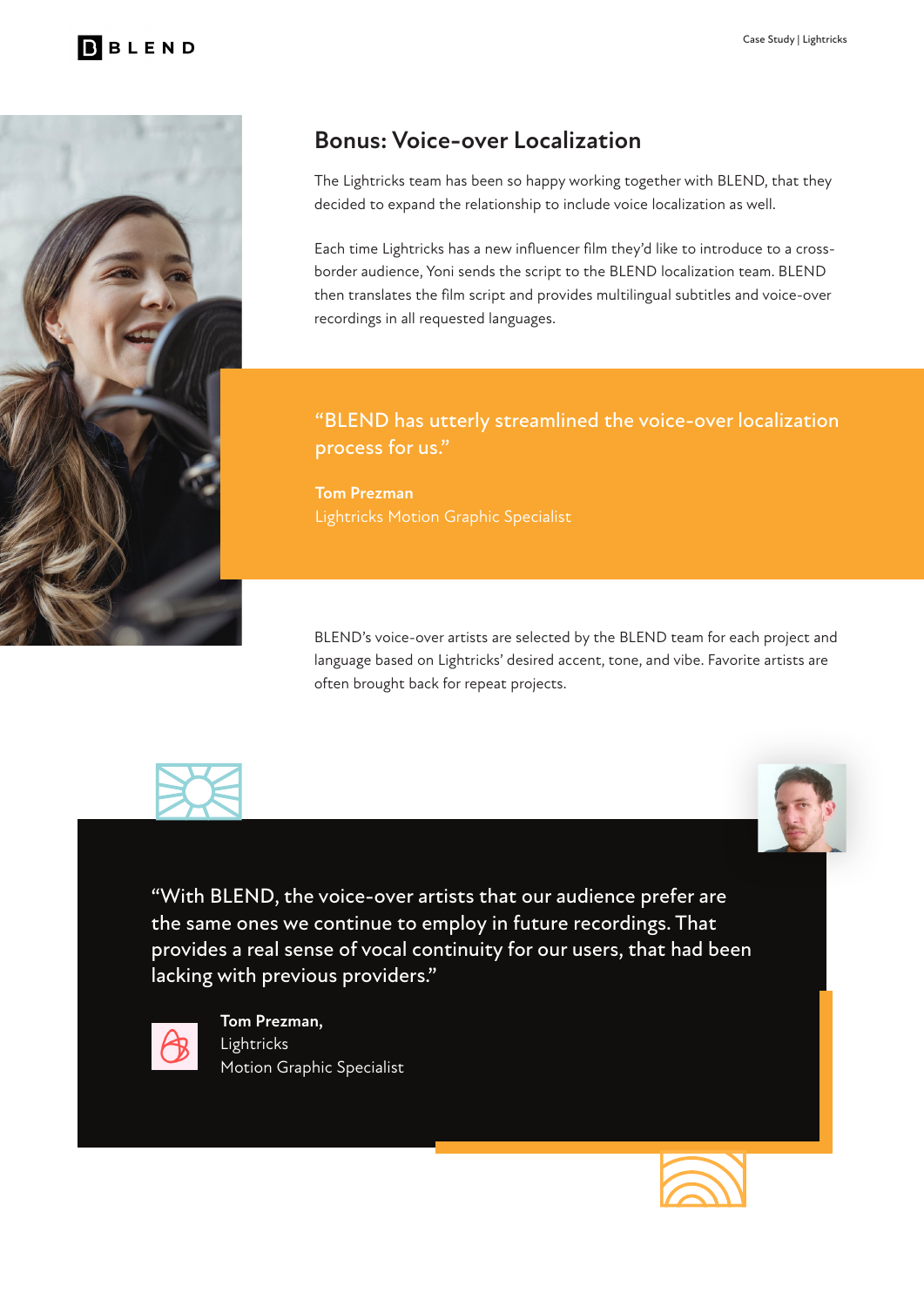## Bonus: Voice-over Localization

The Lightricks team has been so happy working together with BLEND, that they decided to expand the relationship to include voice localization as well.

Each time Lightricks has a new influencer film they'd like to introduce to a cross-border audience, Yoni sends the script to the BLEND localization team. BLEND then translates the film script and provides multilingual subtitles and voice-over recordings in all requested languages.

> "BLEND has utterly streamlined the voice-over localization process for us."
>
> **Tom Prezman**
> Lightricks Motion Graphic Specialist

BLEND's voice-over artists are selected by the BLEND team for each project and language based on Lightricks' desired accent, tone, and vibe. Favorite artists are often brought back for repeat projects.

> "With BLEND, the voice-over artists that our audience prefer are the same ones we continue to employ in future recordings. That provides a real sense of vocal continuity for our users, that had been lacking with previous providers."
>
> **Tom Prezman,**
> Lightricks
> Motion Graphic Specialist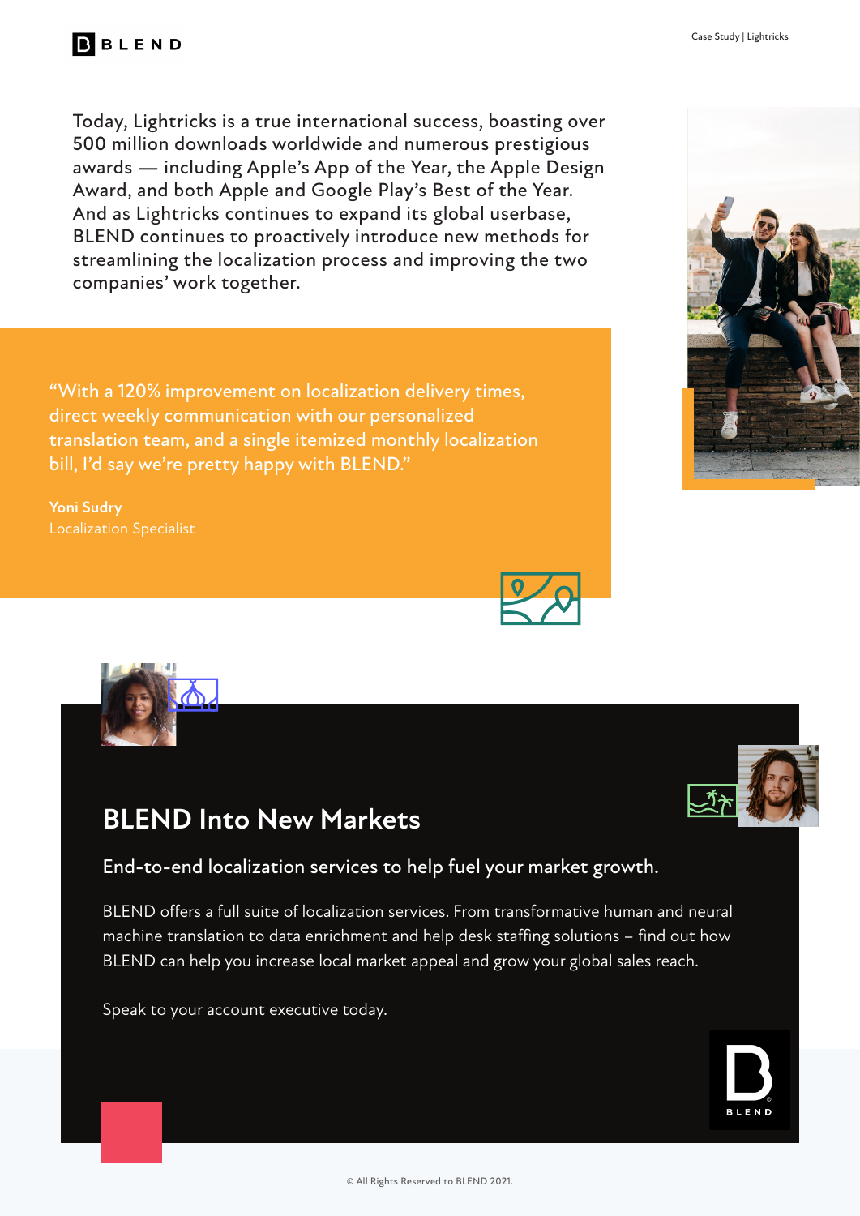Today, Lightricks is a true international success, boasting over 500 million downloads worldwide and numerous prestigious awards — including Apple's App of the Year, the Apple Design Award, and both Apple and Google Play's Best of the Year. And as Lightricks continues to expand its global userbase, BLEND continues to proactively introduce new methods for streamlining the localization process and improving the two companies' work together.

> "With a 120% improvement on localization delivery times, direct weekly communication with our personalized translation team, and a single itemized monthly localization bill, I'd say we're pretty happy with BLEND."
>
> **Yoni Sudry**
> Localization Specialist

## BLEND Into New Markets

### End-to-end localization services to help fuel your market growth.

BLEND offers a full suite of localization services. From transformative human and neural machine translation to data enrichment and help desk staffing solutions – find out how BLEND can help you increase local market appeal and grow your global sales reach.

Speak to your account executive today.

© All Rights Reserved to BLEND 2021.